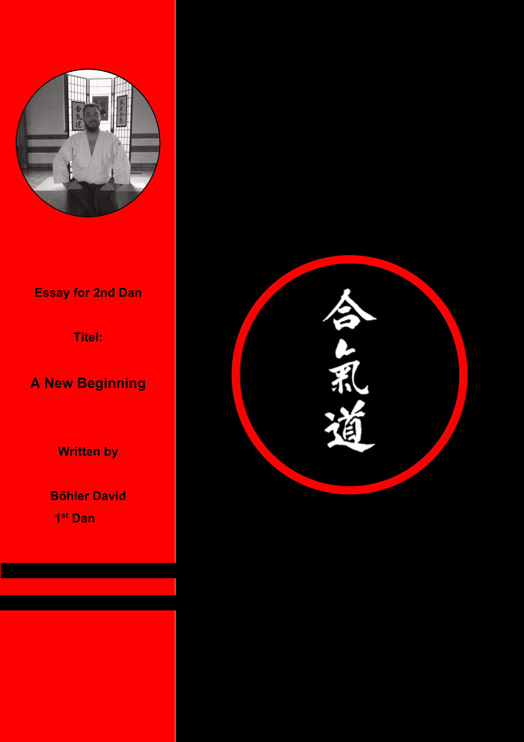Essay for 2nd Dan

Titel:

# A New Beginning

Written by

Böhler David

1st Dan

合氣道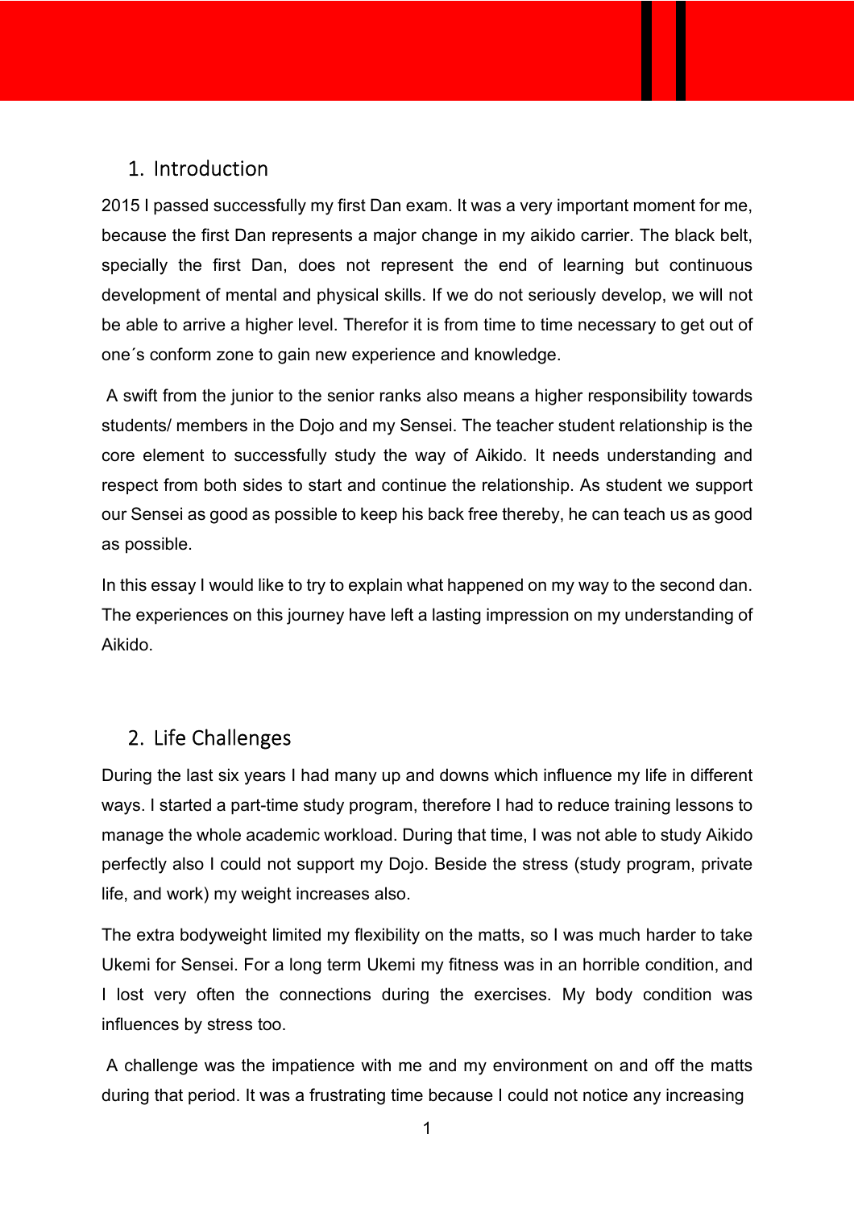## 1. Introduction

2015 I passed successfully my first Dan exam. It was a very important moment for me, because the first Dan represents a major change in my aikido carrier. The black belt, specially the first Dan, does not represent the end of learning but continuous development of mental and physical skills. If we do not seriously develop, we will not be able to arrive a higher level. Therefor it is from time to time necessary to get out of one´s conform zone to gain new experience and knowledge.

A swift from the junior to the senior ranks also means a higher responsibility towards students/ members in the Dojo and my Sensei. The teacher student relationship is the core element to successfully study the way of Aikido. It needs understanding and respect from both sides to start and continue the relationship. As student we support our Sensei as good as possible to keep his back free thereby, he can teach us as good as possible.

In this essay I would like to try to explain what happened on my way to the second dan. The experiences on this journey have left a lasting impression on my understanding of Aikido.

## 2. Life Challenges

During the last six years I had many up and downs which influence my life in different ways. I started a part-time study program, therefore I had to reduce training lessons to manage the whole academic workload. During that time, I was not able to study Aikido perfectly also I could not support my Dojo. Beside the stress (study program, private life, and work) my weight increases also.

The extra bodyweight limited my flexibility on the matts, so I was much harder to take Ukemi for Sensei. For a long term Ukemi my fitness was in an horrible condition, and I lost very often the connections during the exercises. My body condition was influences by stress too.

A challenge was the impatience with me and my environment on and off the matts during that period. It was a frustrating time because I could not notice any increasing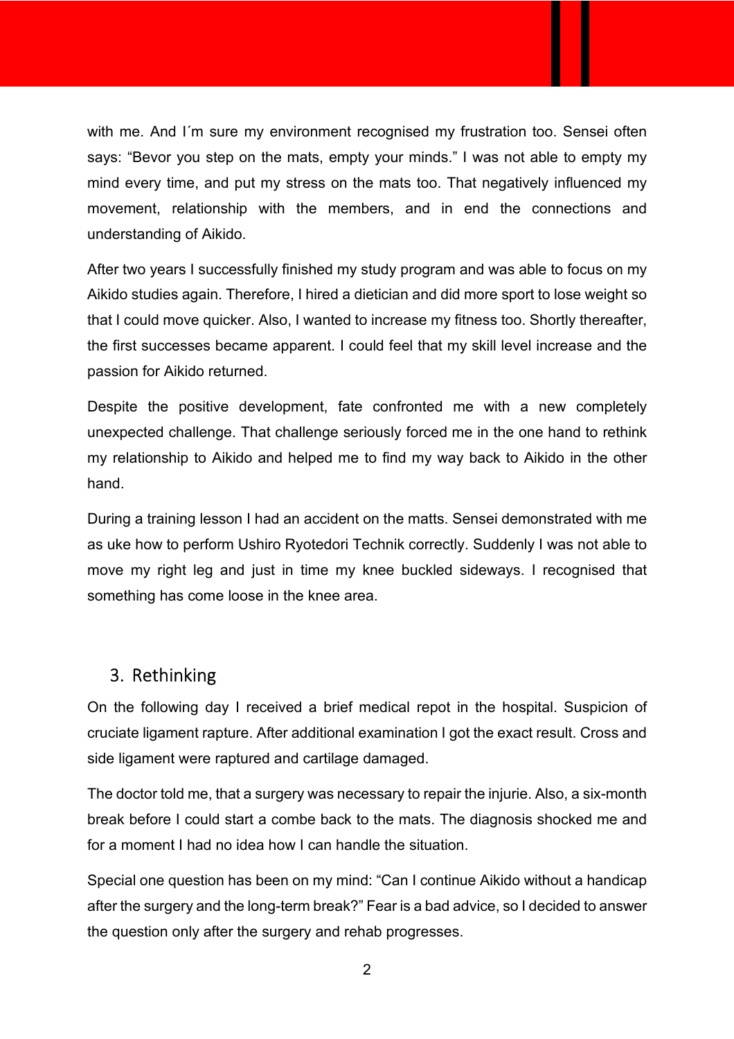with me. And I´m sure my environment recognised my frustration too. Sensei often says: “Bevor you step on the mats, empty your minds.” I was not able to empty my mind every time, and put my stress on the mats too. That negatively influenced my movement, relationship with the members, and in end the connections and understanding of Aikido.

After two years I successfully finished my study program and was able to focus on my Aikido studies again. Therefore, I hired a dietician and did more sport to lose weight so that I could move quicker. Also, I wanted to increase my fitness too. Shortly thereafter, the first successes became apparent. I could feel that my skill level increase and the passion for Aikido returned.

Despite the positive development, fate confronted me with a new completely unexpected challenge. That challenge seriously forced me in the one hand to rethink my relationship to Aikido and helped me to find my way back to Aikido in the other hand.

During a training lesson I had an accident on the matts. Sensei demonstrated with me as uke how to perform Ushiro Ryotedori Technik correctly. Suddenly I was not able to move my right leg and just in time my knee buckled sideways. I recognised that something has come loose in the knee area.

## 3. Rethinking

On the following day I received a brief medical repot in the hospital. Suspicion of cruciate ligament rapture. After additional examination I got the exact result. Cross and side ligament were raptured and cartilage damaged.

The doctor told me, that a surgery was necessary to repair the injurie. Also, a six-month break before I could start a combe back to the mats. The diagnosis shocked me and for a moment I had no idea how I can handle the situation.

Special one question has been on my mind: “Can I continue Aikido without a handicap after the surgery and the long-term break?” Fear is a bad advice, so I decided to answer the question only after the surgery and rehab progresses.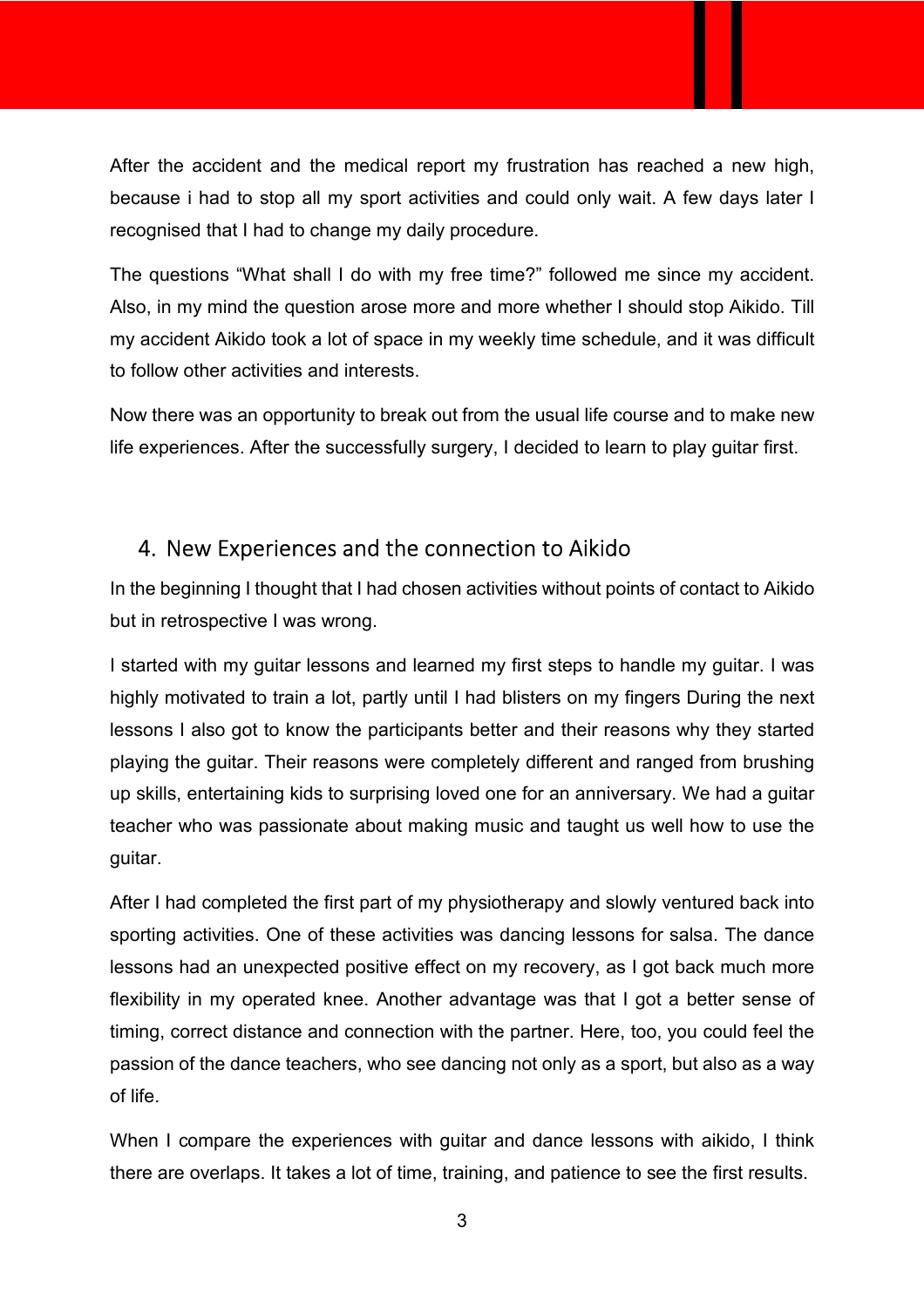After the accident and the medical report my frustration has reached a new high, because i had to stop all my sport activities and could only wait. A few days later I recognised that I had to change my daily procedure.

The questions “What shall I do with my free time?” followed me since my accident. Also, in my mind the question arose more and more whether I should stop Aikido. Till my accident Aikido took a lot of space in my weekly time schedule, and it was difficult to follow other activities and interests.

Now there was an opportunity to break out from the usual life course and to make new life experiences. After the successfully surgery, I decided to learn to play guitar first.

## 4. New Experiences and the connection to Aikido

In the beginning I thought that I had chosen activities without points of contact to Aikido but in retrospective I was wrong.

I started with my guitar lessons and learned my first steps to handle my guitar. I was highly motivated to train a lot, partly until I had blisters on my fingers During the next lessons I also got to know the participants better and their reasons why they started playing the guitar. Their reasons were completely different and ranged from brushing up skills, entertaining kids to surprising loved one for an anniversary. We had a guitar teacher who was passionate about making music and taught us well how to use the guitar.

After I had completed the first part of my physiotherapy and slowly ventured back into sporting activities. One of these activities was dancing lessons for salsa. The dance lessons had an unexpected positive effect on my recovery, as I got back much more flexibility in my operated knee. Another advantage was that I got a better sense of timing, correct distance and connection with the partner. Here, too, you could feel the passion of the dance teachers, who see dancing not only as a sport, but also as a way of life.

When I compare the experiences with guitar and dance lessons with aikido, I think there are overlaps. It takes a lot of time, training, and patience to see the first results.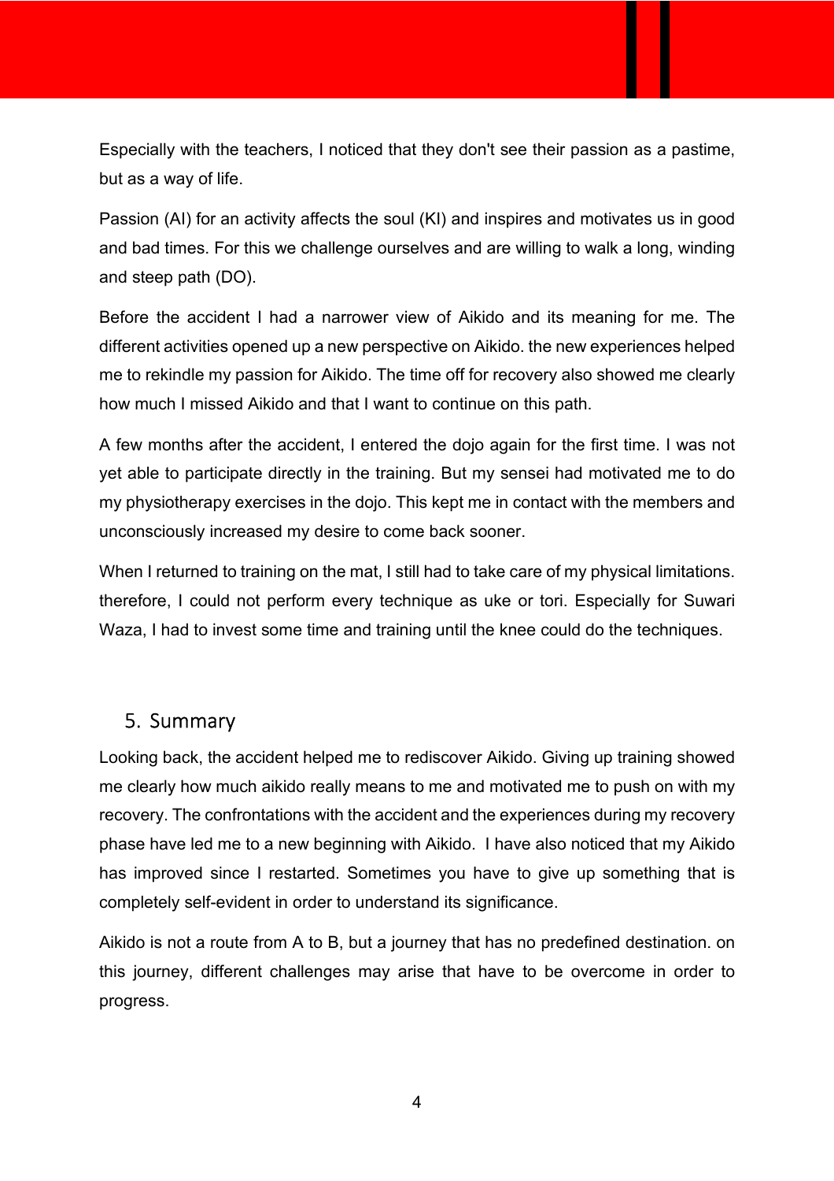Especially with the teachers, I noticed that they don't see their passion as a pastime, but as a way of life.

Passion (AI) for an activity affects the soul (KI) and inspires and motivates us in good and bad times. For this we challenge ourselves and are willing to walk a long, winding and steep path (DO).

Before the accident I had a narrower view of Aikido and its meaning for me. The different activities opened up a new perspective on Aikido. the new experiences helped me to rekindle my passion for Aikido. The time off for recovery also showed me clearly how much I missed Aikido and that I want to continue on this path.

A few months after the accident, I entered the dojo again for the first time. I was not yet able to participate directly in the training. But my sensei had motivated me to do my physiotherapy exercises in the dojo. This kept me in contact with the members and unconsciously increased my desire to come back sooner.

When I returned to training on the mat, I still had to take care of my physical limitations. therefore, I could not perform every technique as uke or tori. Especially for Suwari Waza, I had to invest some time and training until the knee could do the techniques.

## 5. Summary

Looking back, the accident helped me to rediscover Aikido. Giving up training showed me clearly how much aikido really means to me and motivated me to push on with my recovery. The confrontations with the accident and the experiences during my recovery phase have led me to a new beginning with Aikido. I have also noticed that my Aikido has improved since I restarted. Sometimes you have to give up something that is completely self-evident in order to understand its significance.

Aikido is not a route from A to B, but a journey that has no predefined destination. on this journey, different challenges may arise that have to be overcome in order to progress.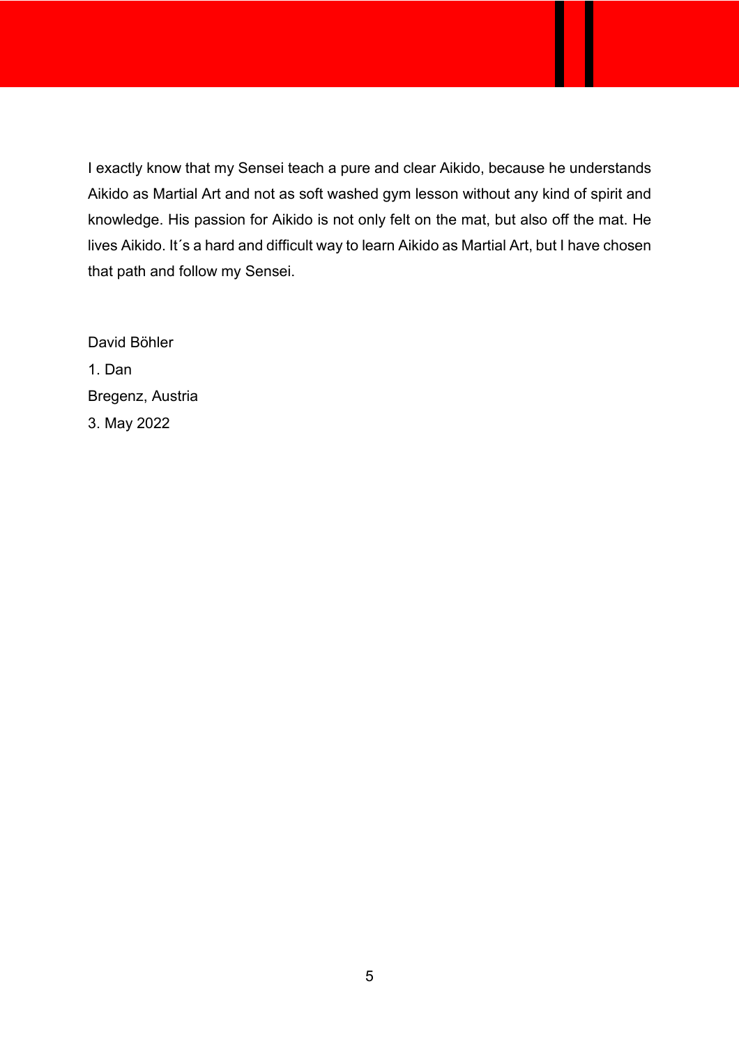I exactly know that my Sensei teach a pure and clear Aikido, because he understands Aikido as Martial Art and not as soft washed gym lesson without any kind of spirit and knowledge. His passion for Aikido is not only felt on the mat, but also off the mat. He lives Aikido. It´s a hard and difficult way to learn Aikido as Martial Art, but I have chosen that path and follow my Sensei.

David Böhler  
1. Dan  
Bregenz, Austria  
3. May 2022